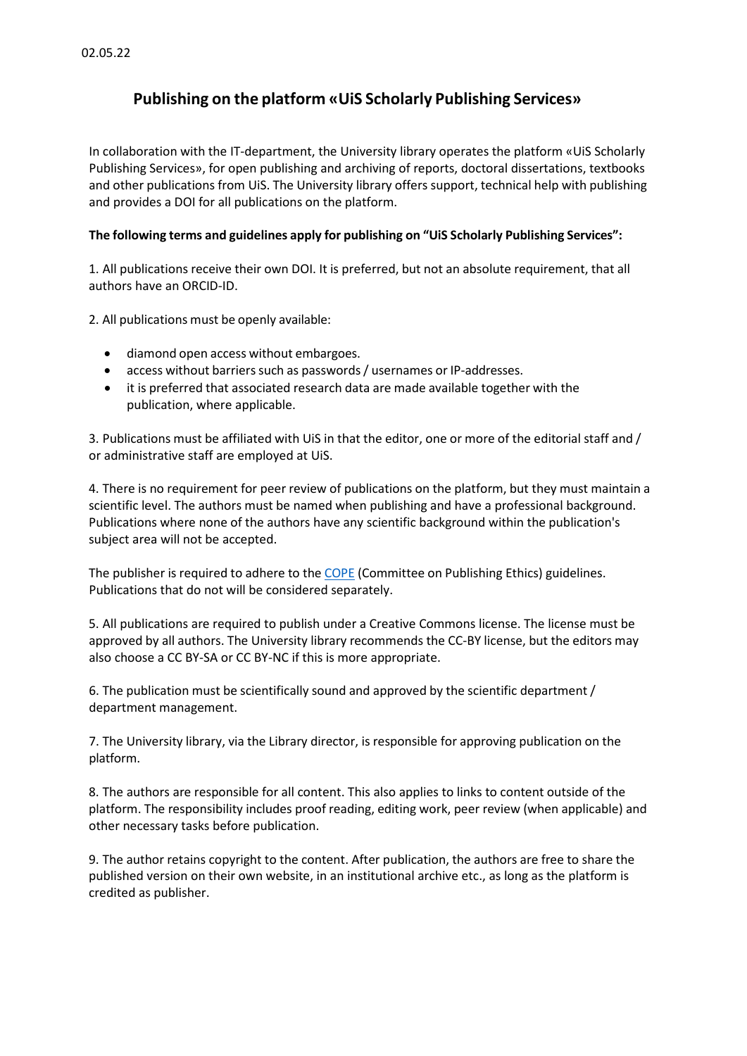02.05.22

# Publishing on the platform «UiS Scholarly Publishing Services»

In collaboration with the IT-department, the University library operates the platform «UiS Scholarly Publishing Services», for open publishing and archiving of reports, doctoral dissertations, textbooks and other publications from UiS. The University library offers support, technical help with publishing and provides a DOI for all publications on the platform.

**The following terms and guidelines apply for publishing on "UiS Scholarly Publishing Services":**

1. All publications receive their own DOI. It is preferred, but not an absolute requirement, that all authors have an ORCID-ID.

2. All publications must be openly available:

- diamond open access without embargoes.
- access without barriers such as passwords / usernames or IP-addresses.
- it is preferred that associated research data are made available together with the publication, where applicable.

3. Publications must be affiliated with UiS in that the editor, one or more of the editorial staff and / or administrative staff are employed at UiS.

4. There is no requirement for peer review of publications on the platform, but they must maintain a scientific level. The authors must be named when publishing and have a professional background. Publications where none of the authors have any scientific background within the publication's subject area will not be accepted.

The publisher is required to adhere to the COPE (Committee on Publishing Ethics) guidelines. Publications that do not will be considered separately.

5. All publications are required to publish under a Creative Commons license. The license must be approved by all authors. The University library recommends the CC-BY license, but the editors may also choose a CC BY-SA or CC BY-NC if this is more appropriate.

6. The publication must be scientifically sound and approved by the scientific department / department management.

7. The University library, via the Library director, is responsible for approving publication on the platform.

8. The authors are responsible for all content. This also applies to links to content outside of the platform. The responsibility includes proof reading, editing work, peer review (when applicable) and other necessary tasks before publication.

9. The author retains copyright to the content. After publication, the authors are free to share the published version on their own website, in an institutional archive etc., as long as the platform is credited as publisher.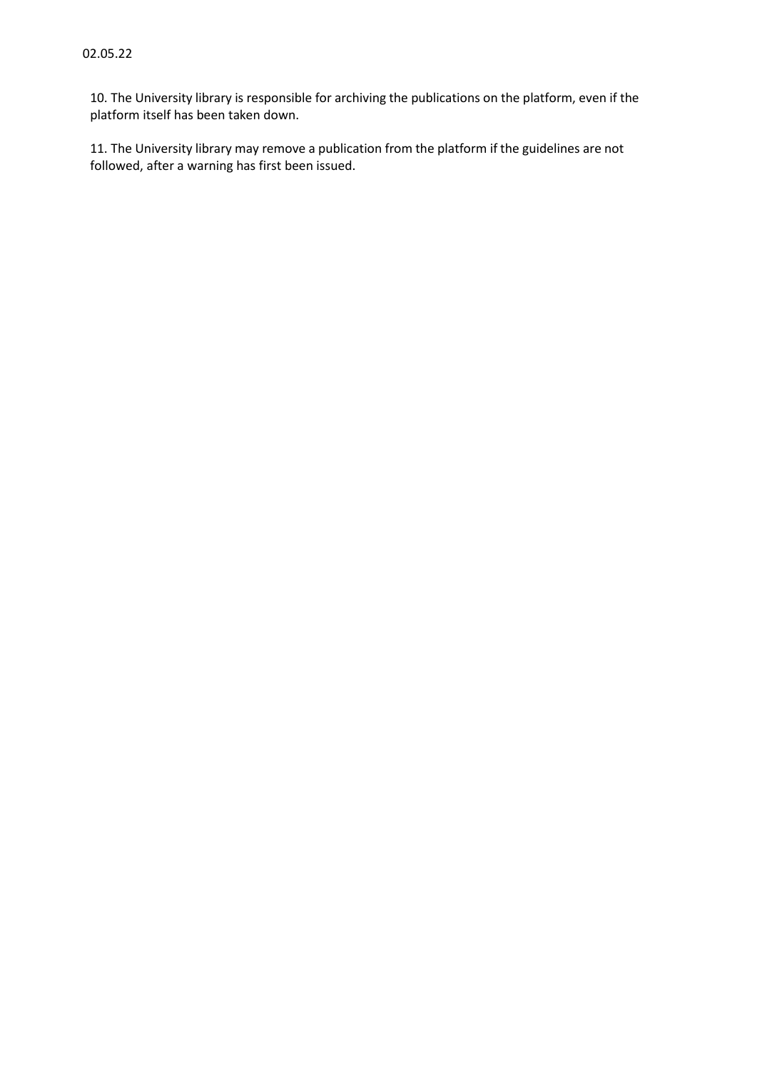10. The University library is responsible for archiving the publications on the platform, even if the platform itself has been taken down.

11. The University library may remove a publication from the platform if the guidelines are not followed, after a warning has first been issued.